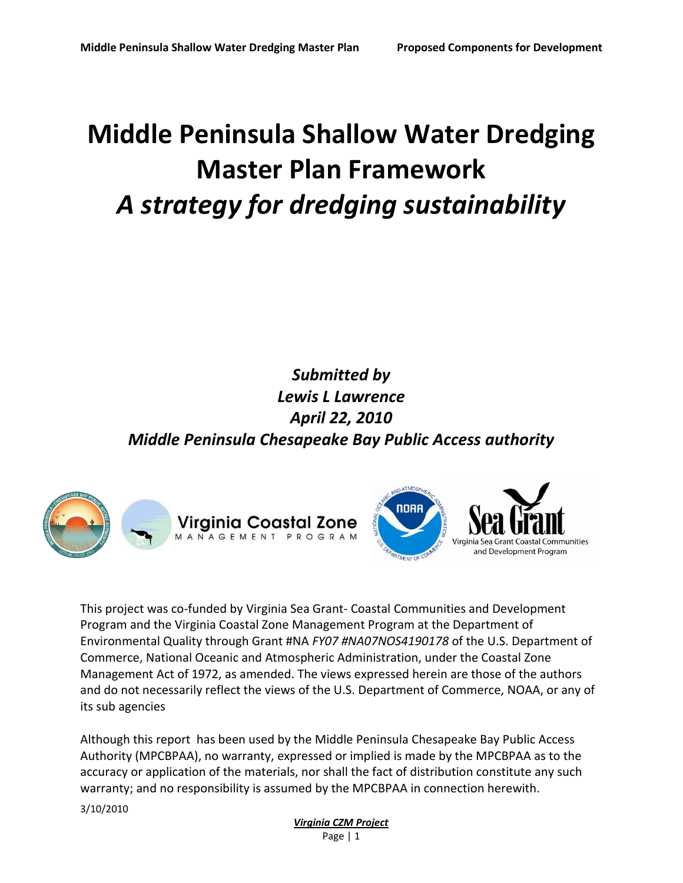# Middle Peninsula Shallow Water Dredging Master Plan Framework

## *A strategy for dredging sustainability*

***Submitted by***
***Lewis L Lawrence***
***April 22, 2010***
***Middle Peninsula Chesapeake Bay Public Access authority***

This project was co-funded by Virginia Sea Grant- Coastal Communities and Development Program and the Virginia Coastal Zone Management Program at the Department of Environmental Quality through Grant #NA *FY07 #NA07NOS4190178* of the U.S. Department of Commerce, National Oceanic and Atmospheric Administration, under the Coastal Zone Management Act of 1972, as amended. The views expressed herein are those of the authors and do not necessarily reflect the views of the U.S. Department of Commerce, NOAA, or any of its sub agencies

Although this report has been used by the Middle Peninsula Chesapeake Bay Public Access Authority (MPCBPAA), no warranty, expressed or implied is made by the MPCBPAA as to the accuracy or application of the materials, nor shall the fact of distribution constitute any such warranty; and no responsibility is assumed by the MPCBPAA in connection herewith.

3/10/2010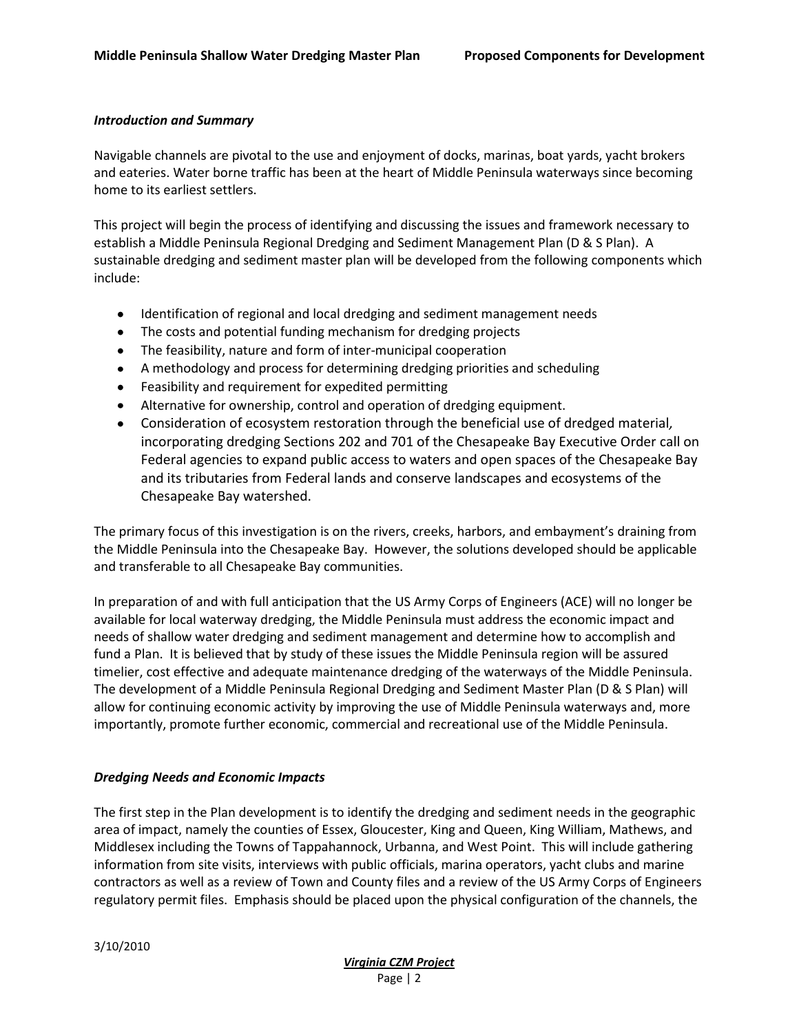### *Introduction and Summary*

Navigable channels are pivotal to the use and enjoyment of docks, marinas, boat yards, yacht brokers and eateries. Water borne traffic has been at the heart of Middle Peninsula waterways since becoming home to its earliest settlers.

This project will begin the process of identifying and discussing the issues and framework necessary to establish a Middle Peninsula Regional Dredging and Sediment Management Plan (D & S Plan). A sustainable dredging and sediment master plan will be developed from the following components which include:

- Identification of regional and local dredging and sediment management needs
- The costs and potential funding mechanism for dredging projects
- The feasibility, nature and form of inter-municipal cooperation
- A methodology and process for determining dredging priorities and scheduling
- Feasibility and requirement for expedited permitting
- Alternative for ownership, control and operation of dredging equipment.
- Consideration of ecosystem restoration through the beneficial use of dredged material, incorporating dredging Sections 202 and 701 of the Chesapeake Bay Executive Order call on Federal agencies to expand public access to waters and open spaces of the Chesapeake Bay and its tributaries from Federal lands and conserve landscapes and ecosystems of the Chesapeake Bay watershed.

The primary focus of this investigation is on the rivers, creeks, harbors, and embayment's draining from the Middle Peninsula into the Chesapeake Bay. However, the solutions developed should be applicable and transferable to all Chesapeake Bay communities.

In preparation of and with full anticipation that the US Army Corps of Engineers (ACE) will no longer be available for local waterway dredging, the Middle Peninsula must address the economic impact and needs of shallow water dredging and sediment management and determine how to accomplish and fund a Plan. It is believed that by study of these issues the Middle Peninsula region will be assured timelier, cost effective and adequate maintenance dredging of the waterways of the Middle Peninsula. The development of a Middle Peninsula Regional Dredging and Sediment Master Plan (D & S Plan) will allow for continuing economic activity by improving the use of Middle Peninsula waterways and, more importantly, promote further economic, commercial and recreational use of the Middle Peninsula.

### *Dredging Needs and Economic Impacts*

The first step in the Plan development is to identify the dredging and sediment needs in the geographic area of impact, namely the counties of Essex, Gloucester, King and Queen, King William, Mathews, and Middlesex including the Towns of Tappahannock, Urbanna, and West Point. This will include gathering information from site visits, interviews with public officials, marina operators, yacht clubs and marine contractors as well as a review of Town and County files and a review of the US Army Corps of Engineers regulatory permit files. Emphasis should be placed upon the physical configuration of the channels, the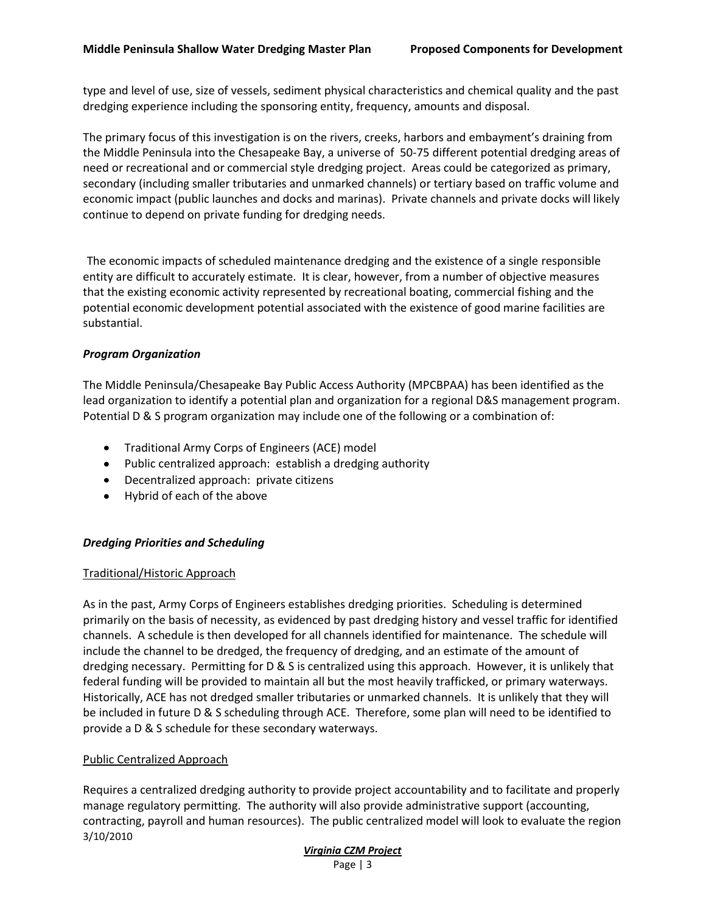type and level of use, size of vessels, sediment physical characteristics and chemical quality and the past dredging experience including the sponsoring entity, frequency, amounts and disposal.

The primary focus of this investigation is on the rivers, creeks, harbors and embayment's draining from the Middle Peninsula into the Chesapeake Bay, a universe of 50-75 different potential dredging areas of need or recreational and or commercial style dredging project. Areas could be categorized as primary, secondary (including smaller tributaries and unmarked channels) or tertiary based on traffic volume and economic impact (public launches and docks and marinas). Private channels and private docks will likely continue to depend on private funding for dredging needs.

The economic impacts of scheduled maintenance dredging and the existence of a single responsible entity are difficult to accurately estimate. It is clear, however, from a number of objective measures that the existing economic activity represented by recreational boating, commercial fishing and the potential economic development potential associated with the existence of good marine facilities are substantial.

### *Program Organization*

The Middle Peninsula/Chesapeake Bay Public Access Authority (MPCBPAA) has been identified as the lead organization to identify a potential plan and organization for a regional D&S management program. Potential D & S program organization may include one of the following or a combination of:

- Traditional Army Corps of Engineers (ACE) model
- Public centralized approach: establish a dredging authority
- Decentralized approach: private citizens
- Hybrid of each of the above

### *Dredging Priorities and Scheduling*

#### Traditional/Historic Approach

As in the past, Army Corps of Engineers establishes dredging priorities. Scheduling is determined primarily on the basis of necessity, as evidenced by past dredging history and vessel traffic for identified channels. A schedule is then developed for all channels identified for maintenance. The schedule will include the channel to be dredged, the frequency of dredging, and an estimate of the amount of dredging necessary. Permitting for D & S is centralized using this approach. However, it is unlikely that federal funding will be provided to maintain all but the most heavily trafficked, or primary waterways. Historically, ACE has not dredged smaller tributaries or unmarked channels. It is unlikely that they will be included in future D & S scheduling through ACE. Therefore, some plan will need to be identified to provide a D & S schedule for these secondary waterways.

#### Public Centralized Approach

Requires a centralized dredging authority to provide project accountability and to facilitate and properly manage regulatory permitting. The authority will also provide administrative support (accounting, contracting, payroll and human resources). The public centralized model will look to evaluate the region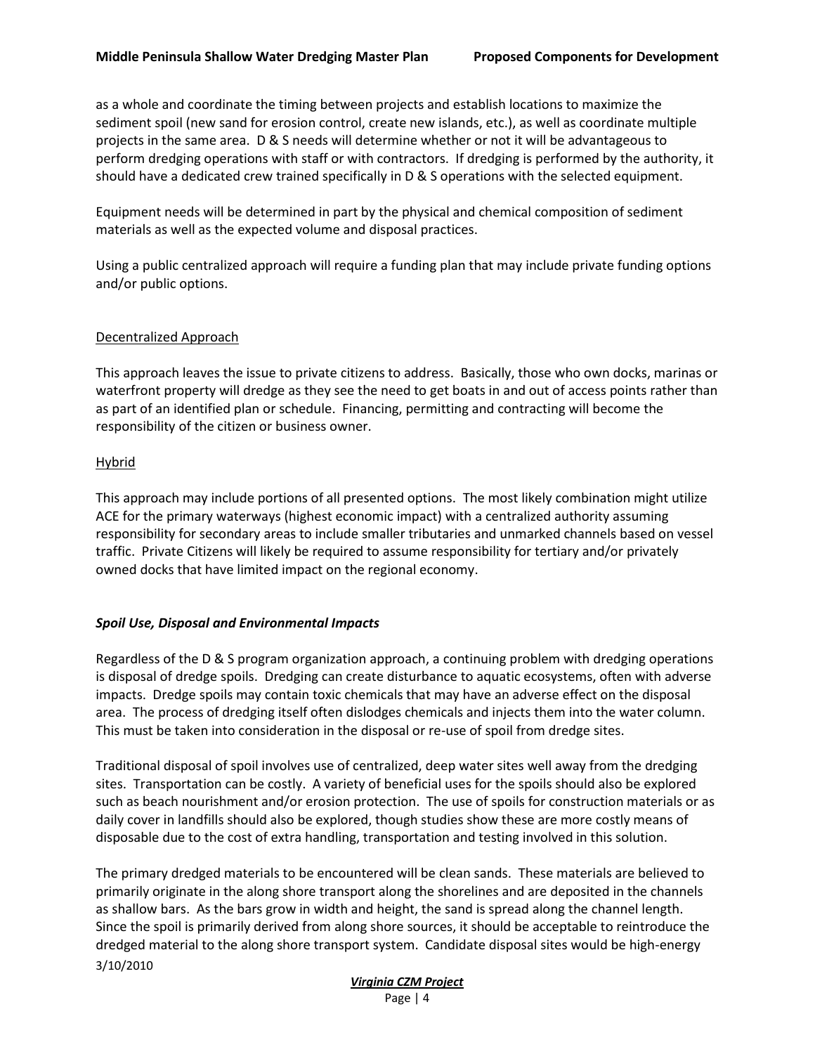as a whole and coordinate the timing between projects and establish locations to maximize the sediment spoil (new sand for erosion control, create new islands, etc.), as well as coordinate multiple projects in the same area. D & S needs will determine whether or not it will be advantageous to perform dredging operations with staff or with contractors. If dredging is performed by the authority, it should have a dedicated crew trained specifically in D & S operations with the selected equipment.

Equipment needs will be determined in part by the physical and chemical composition of sediment materials as well as the expected volume and disposal practices.

Using a public centralized approach will require a funding plan that may include private funding options and/or public options.

Decentralized Approach

This approach leaves the issue to private citizens to address. Basically, those who own docks, marinas or waterfront property will dredge as they see the need to get boats in and out of access points rather than as part of an identified plan or schedule. Financing, permitting and contracting will become the responsibility of the citizen or business owner.

Hybrid

This approach may include portions of all presented options. The most likely combination might utilize ACE for the primary waterways (highest economic impact) with a centralized authority assuming responsibility for secondary areas to include smaller tributaries and unmarked channels based on vessel traffic. Private Citizens will likely be required to assume responsibility for tertiary and/or privately owned docks that have limited impact on the regional economy.

### *Spoil Use, Disposal and Environmental Impacts*

Regardless of the D & S program organization approach, a continuing problem with dredging operations is disposal of dredge spoils. Dredging can create disturbance to aquatic ecosystems, often with adverse impacts. Dredge spoils may contain toxic chemicals that may have an adverse effect on the disposal area. The process of dredging itself often dislodges chemicals and injects them into the water column. This must be taken into consideration in the disposal or re-use of spoil from dredge sites.

Traditional disposal of spoil involves use of centralized, deep water sites well away from the dredging sites. Transportation can be costly. A variety of beneficial uses for the spoils should also be explored such as beach nourishment and/or erosion protection. The use of spoils for construction materials or as daily cover in landfills should also be explored, though studies show these are more costly means of disposable due to the cost of extra handling, transportation and testing involved in this solution.

The primary dredged materials to be encountered will be clean sands. These materials are believed to primarily originate in the along shore transport along the shorelines and are deposited in the channels as shallow bars. As the bars grow in width and height, the sand is spread along the channel length. Since the spoil is primarily derived from along shore sources, it should be acceptable to reintroduce the dredged material to the along shore transport system. Candidate disposal sites would be high-energy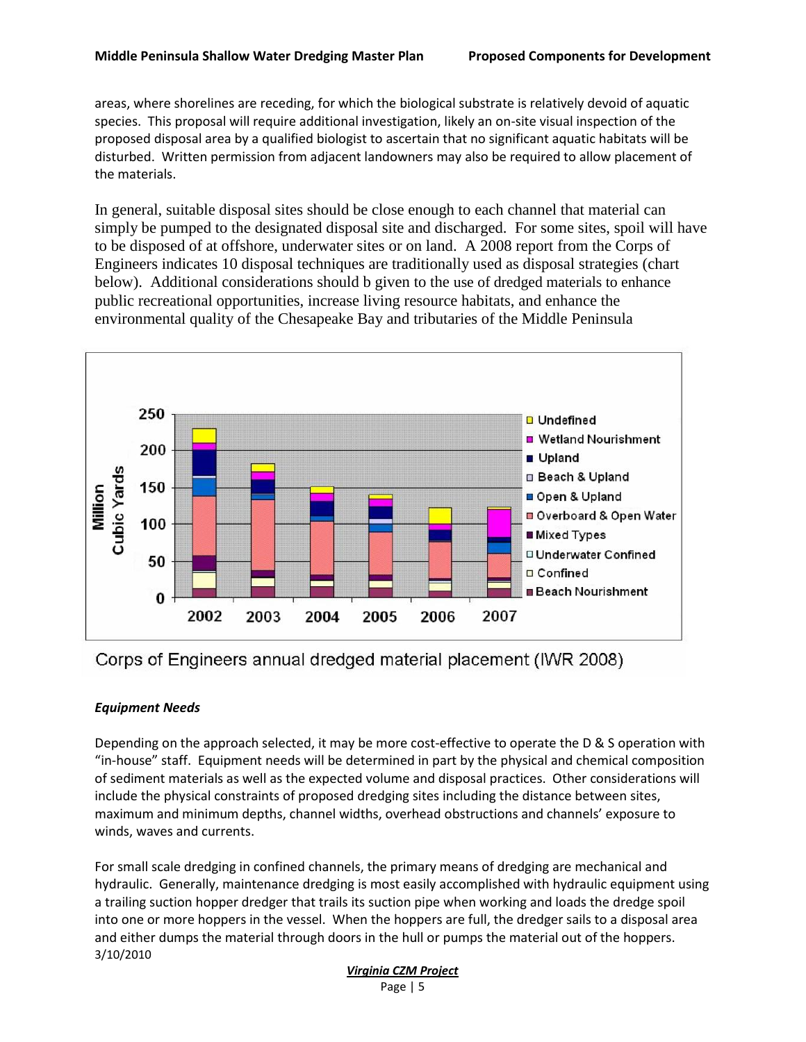areas, where shorelines are receding, for which the biological substrate is relatively devoid of aquatic species. This proposal will require additional investigation, likely an on-site visual inspection of the proposed disposal area by a qualified biologist to ascertain that no significant aquatic habitats will be disturbed. Written permission from adjacent landowners may also be required to allow placement of the materials.

In general, suitable disposal sites should be close enough to each channel that material can simply be pumped to the designated disposal site and discharged. For some sites, spoil will have to be disposed of at offshore, underwater sites or on land. A 2008 report from the Corps of Engineers indicates 10 disposal techniques are traditionally used as disposal strategies (chart below). Additional considerations should b given to the use of dredged materials to enhance public recreational opportunities, increase living resource habitats, and enhance the environmental quality of the Chesapeake Bay and tributaries of the Middle Peninsula

Corps of Engineers annual dredged material placement (IWR 2008)

### *Equipment Needs*

Depending on the approach selected, it may be more cost-effective to operate the D & S operation with "in-house" staff. Equipment needs will be determined in part by the physical and chemical composition of sediment materials as well as the expected volume and disposal practices. Other considerations will include the physical constraints of proposed dredging sites including the distance between sites, maximum and minimum depths, channel widths, overhead obstructions and channels' exposure to winds, waves and currents.

For small scale dredging in confined channels, the primary means of dredging are mechanical and hydraulic. Generally, maintenance dredging is most easily accomplished with hydraulic equipment using a trailing suction hopper dredger that trails its suction pipe when working and loads the dredge spoil into one or more hoppers in the vessel. When the hoppers are full, the dredger sails to a disposal area and either dumps the material through doors in the hull or pumps the material out of the hoppers.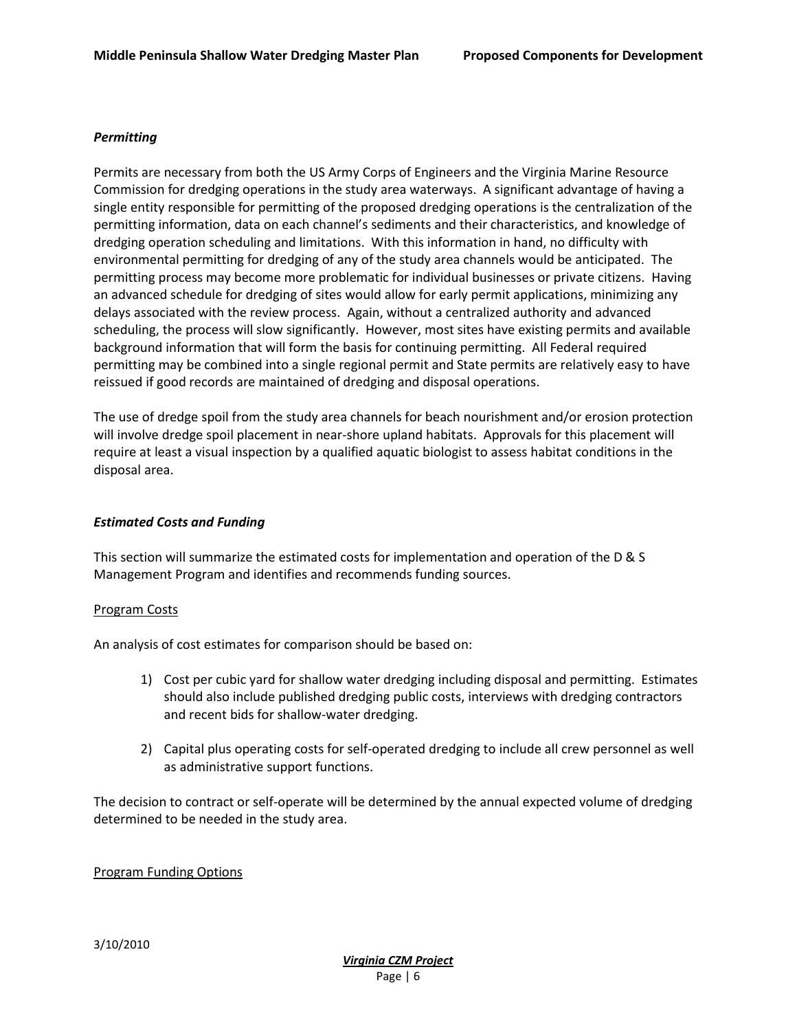### *Permitting*

Permits are necessary from both the US Army Corps of Engineers and the Virginia Marine Resource Commission for dredging operations in the study area waterways. A significant advantage of having a single entity responsible for permitting of the proposed dredging operations is the centralization of the permitting information, data on each channel's sediments and their characteristics, and knowledge of dredging operation scheduling and limitations. With this information in hand, no difficulty with environmental permitting for dredging of any of the study area channels would be anticipated. The permitting process may become more problematic for individual businesses or private citizens. Having an advanced schedule for dredging of sites would allow for early permit applications, minimizing any delays associated with the review process. Again, without a centralized authority and advanced scheduling, the process will slow significantly. However, most sites have existing permits and available background information that will form the basis for continuing permitting. All Federal required permitting may be combined into a single regional permit and State permits are relatively easy to have reissued if good records are maintained of dredging and disposal operations.

The use of dredge spoil from the study area channels for beach nourishment and/or erosion protection will involve dredge spoil placement in near-shore upland habitats. Approvals for this placement will require at least a visual inspection by a qualified aquatic biologist to assess habitat conditions in the disposal area.

### *Estimated Costs and Funding*

This section will summarize the estimated costs for implementation and operation of the D & S Management Program and identifies and recommends funding sources.

#### Program Costs

An analysis of cost estimates for comparison should be based on:

1) Cost per cubic yard for shallow water dredging including disposal and permitting. Estimates should also include published dredging public costs, interviews with dredging contractors and recent bids for shallow-water dredging.

2) Capital plus operating costs for self-operated dredging to include all crew personnel as well as administrative support functions.

The decision to contract or self-operate will be determined by the annual expected volume of dredging determined to be needed in the study area.

#### Program Funding Options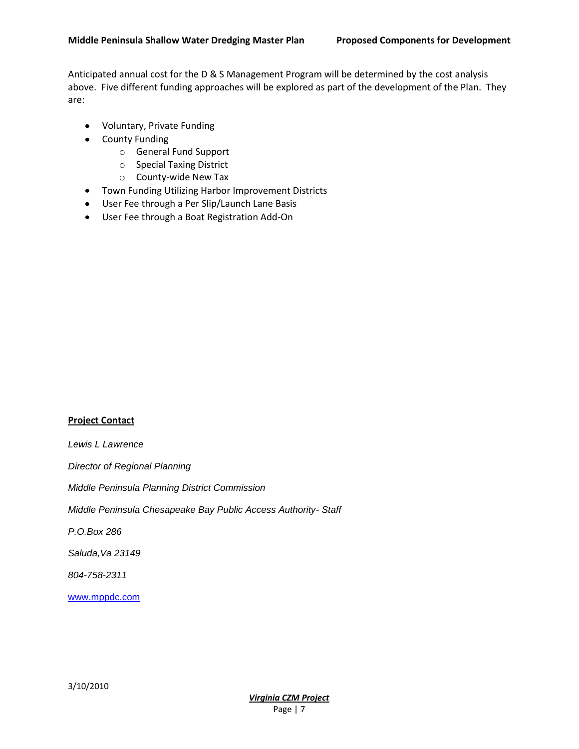Anticipated annual cost for the D & S Management Program will be determined by the cost analysis above. Five different funding approaches will be explored as part of the development of the Plan. They are:

- Voluntary, Private Funding
- County Funding
  - General Fund Support
  - Special Taxing District
  - County-wide New Tax
- Town Funding Utilizing Harbor Improvement Districts
- User Fee through a Per Slip/Launch Lane Basis
- User Fee through a Boat Registration Add-On

**<u>Project Contact</u>**

*Lewis L Lawrence*

*Director of Regional Planning*

*Middle Peninsula Planning District Commission*

*Middle Peninsula Chesapeake Bay Public Access Authority- Staff*

*P.O.Box 286*

*Saluda,Va 23149*

*804-758-2311*

[www.mppdc.com](http://www.mppdc.com)

3/10/2010